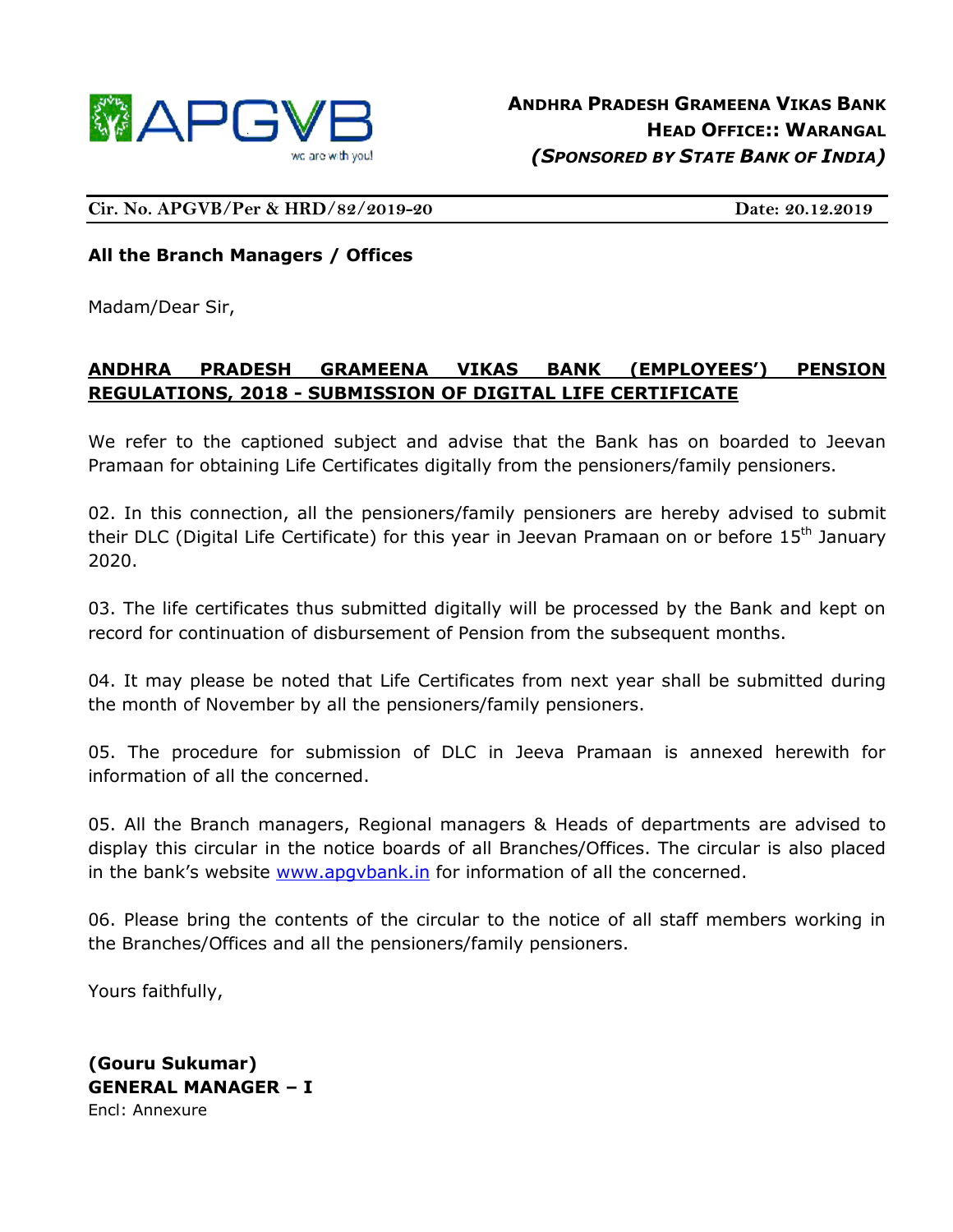**APGVB**
we are with you!

**ANDHRA PRADESH GRAMEENA VIKAS BANK**
**HEAD OFFICE:: WARANGAL**
***(SPONSORED BY STATE BANK OF INDIA)***

**Cir. No. APGVB/Per & HRD/82/2019-20** **Date: 20.12.2019**

**All the Branch Managers / Offices**

Madam/Dear Sir,

**ANDHRA PRADESH GRAMEENA VIKAS BANK (EMPLOYEES') PENSION REGULATIONS, 2018 - SUBMISSION OF DIGITAL LIFE CERTIFICATE**

We refer to the captioned subject and advise that the Bank has on boarded to Jeevan Pramaan for obtaining Life Certificates digitally from the pensioners/family pensioners.

02. In this connection, all the pensioners/family pensioners are hereby advised to submit their DLC (Digital Life Certificate) for this year in Jeevan Pramaan on or before 15th January 2020.

03. The life certificates thus submitted digitally will be processed by the Bank and kept on record for continuation of disbursement of Pension from the subsequent months.

04. It may please be noted that Life Certificates from next year shall be submitted during the month of November by all the pensioners/family pensioners.

05. The procedure for submission of DLC in Jeeva Pramaan is annexed herewith for information of all the concerned.

05. All the Branch managers, Regional managers & Heads of departments are advised to display this circular in the notice boards of all Branches/Offices. The circular is also placed in the bank's website www.apgvbank.in for information of all the concerned.

06. Please bring the contents of the circular to the notice of all staff members working in the Branches/Offices and all the pensioners/family pensioners.

Yours faithfully,

**(Gouru Sukumar)**
**GENERAL MANAGER – I**
Encl: Annexure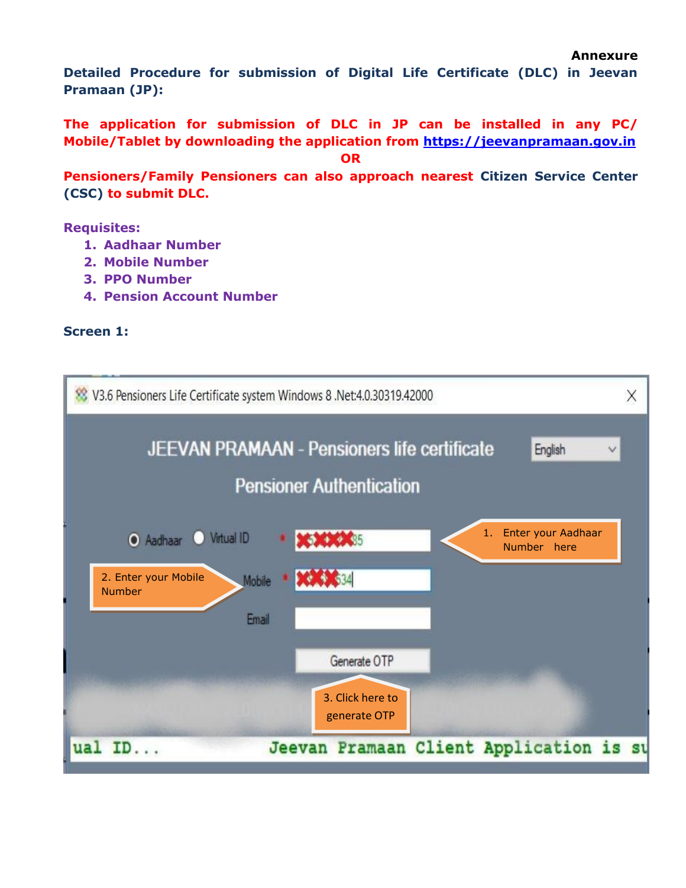**Annexure**

**Detailed Procedure for submission of Digital Life Certificate (DLC) in Jeevan Pramaan (JP):**

**The application for submission of DLC in JP can be installed in any PC/ Mobile/Tablet by downloading the application from https://jeevanpramaan.gov.in**

**OR**

**Pensioners/Family Pensioners can also approach nearest Citizen Service Center (CSC) to submit DLC.**

**Requisites:**

1. **Aadhaar Number**
2. **Mobile Number**
3. **PPO Number**
4. **Pension Account Number**

**Screen 1:**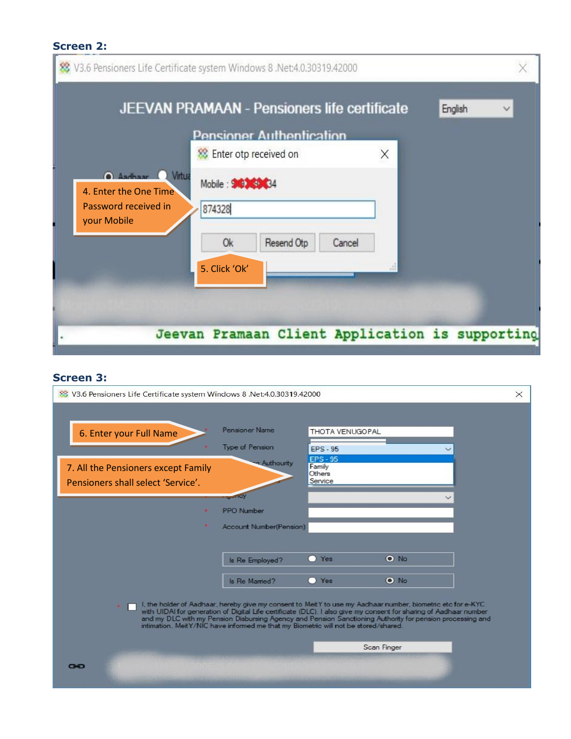**Screen 2:**

V3.6 Pensioners Life Certificate system Windows 8 .Net:4.0.30319.42000

JEEVAN PRAMAAN - Pensioners life certificate

English

Pensioner Authentication

Enter otp received on

Mobile : 9XXXXXX34

874328

Ok | Resend Otp | Cancel

4. Enter the One Time Password received in your Mobile

5. Click 'Ok'

Jeevan Pramaan Client Application is supporting

**Screen 3:**

V3.6 Pensioners Life Certificate system Windows 8 .Net:4.0.30319.42000

6. Enter your Full Name

Pensioner Name: THOTA VENUGOPAL

Type of Pension: EPS - 95 (EPS - 95, Family, Others, Service)

7. All the Pensioners except Family Pensioners shall select 'Service'.

Sanctioning Authority

Agency

PPO Number

Account Number(Pension)

Is Re Employed? Yes / No

Is Re Married? Yes / No

I, the holder of Aadhaar, hereby give my consent to MeitY to use my Aadhaar number, biometric etc for e-KYC with UIDAI for generation of Digital Life certificate (DLC). I also give my consent for sharing of Aadhaar number and my DLC with my Pension Disbursing Agency and Pension Sanctioning Authority for pension processing and intimation. MeitY/NIC have informed me that my Biometric will not be stored/shared.

Scan Finger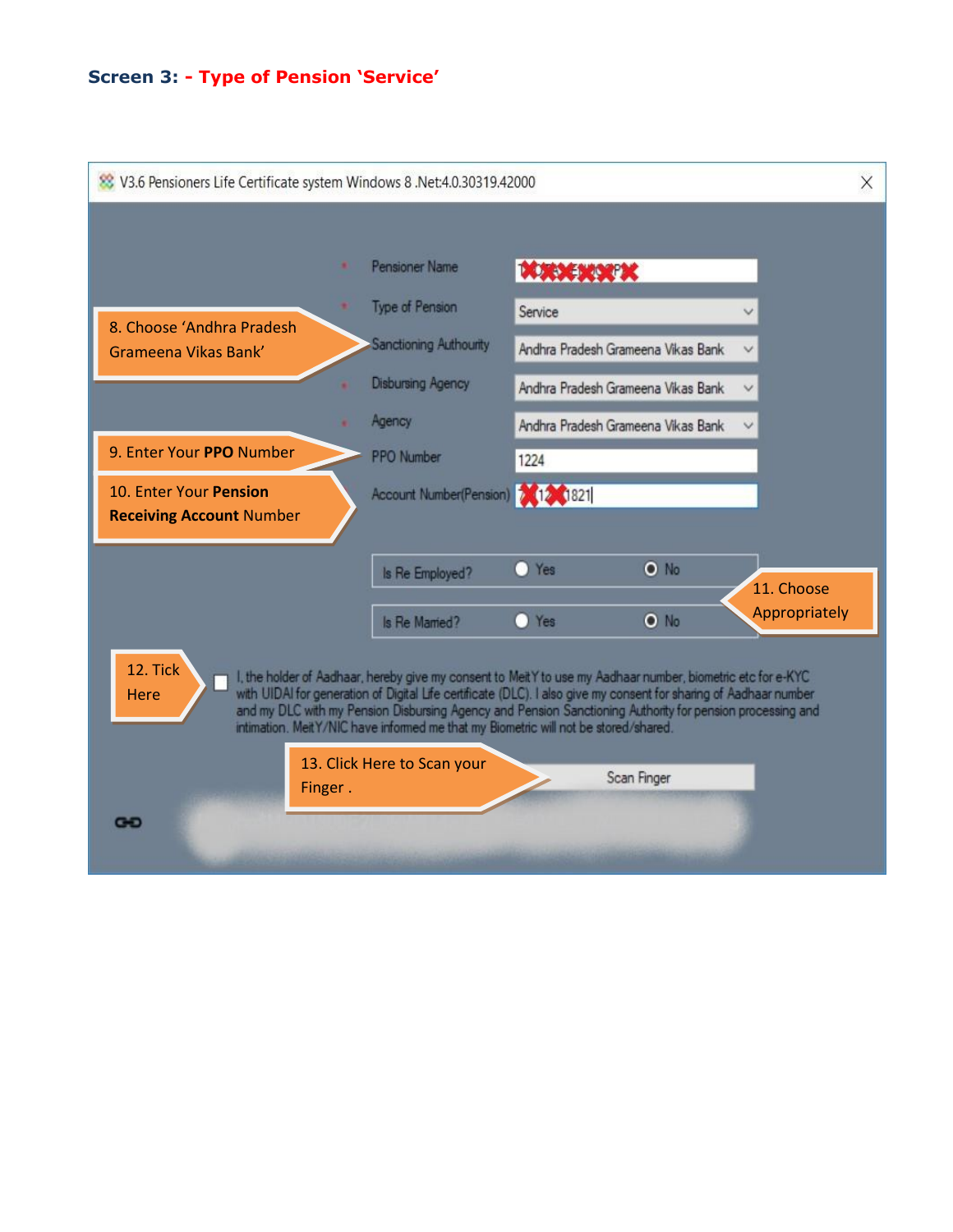### Screen 3: - Type of Pension 'Service'

V3.6 Pensioners Life Certificate system Windows 8 .Net:4.0.30319.42000

| Field | Value |
|---|---|
| Pensioner Name | |
| Type of Pension | Service |
| Sanctioning Authourity | Andhra Pradesh Grameena Vikas Bank |
| Disbursing Agency | Andhra Pradesh Grameena Vikas Bank |
| Agency | Andhra Pradesh Grameena Vikas Bank |
| PPO Number | 1224 |
| Account Number(Pension) | 1821 |

Is Re Employed? ○ Yes ◉ No

Is Re Married? ○ Yes ◉ No

☐ I, the holder of Aadhaar, hereby give my consent to MeitY to use my Aadhaar number, biometric etc for e-KYC with UIDAI for generation of Digital Life certificate (DLC). I also give my consent for sharing of Aadhaar number and my DLC with my Pension Disbursing Agency and Pension Sanctioning Authority for pension processing and intimation. MeitY/NIC have informed me that my Biometric will not be stored/shared.

[Scan Finger]

8. Choose 'Andhra Pradesh Grameena Vikas Bank'

9. Enter Your **PPO** Number

10. Enter Your **Pension Receiving Account** Number

11. Choose Appropriately

12. Tick Here

13. Click Here to Scan your Finger .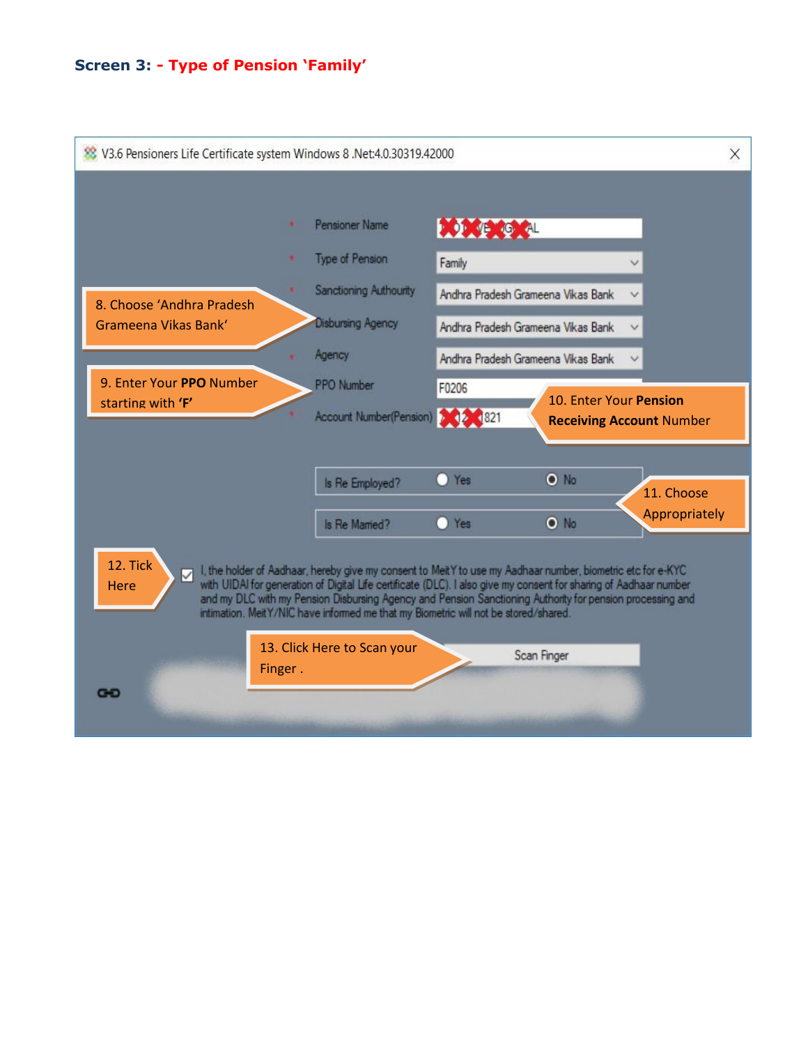**Screen 3: - Type of Pension 'Family'**

V3.6 Pensioners Life Certificate system Windows 8 .Net:4.0.30319.42000

Pensioner Name

Type of Pension: Family

Sanctioning Authourity: Andhra Pradesh Grameena Vikas Bank

Disbursing Agency: Andhra Pradesh Grameena Vikas Bank

Agency: Andhra Pradesh Grameena Vikas Bank

PPO Number: F0206

Account Number(Pension): 1821

Is Re Employed? Yes No

Is Re Married? Yes No

I, the holder of Aadhaar, hereby give my consent to MeitY to use my Aadhaar number, biometric etc for e-KYC with UIDAI for generation of Digital Life certificate (DLC). I also give my consent for sharing of Aadhaar number and my DLC with my Pension Disbursing Agency and Pension Sanctioning Authority for pension processing and intimation. MeitY/NIC have informed me that my Biometric will not be stored/shared.

Scan Finger

8. Choose 'Andhra Pradesh Grameena Vikas Bank'

9. Enter Your **PPO** Number starting with **'F'**

10. Enter Your **Pension Receiving Account** Number

11. Choose Appropriately

12. Tick Here

13. Click Here to Scan your Finger .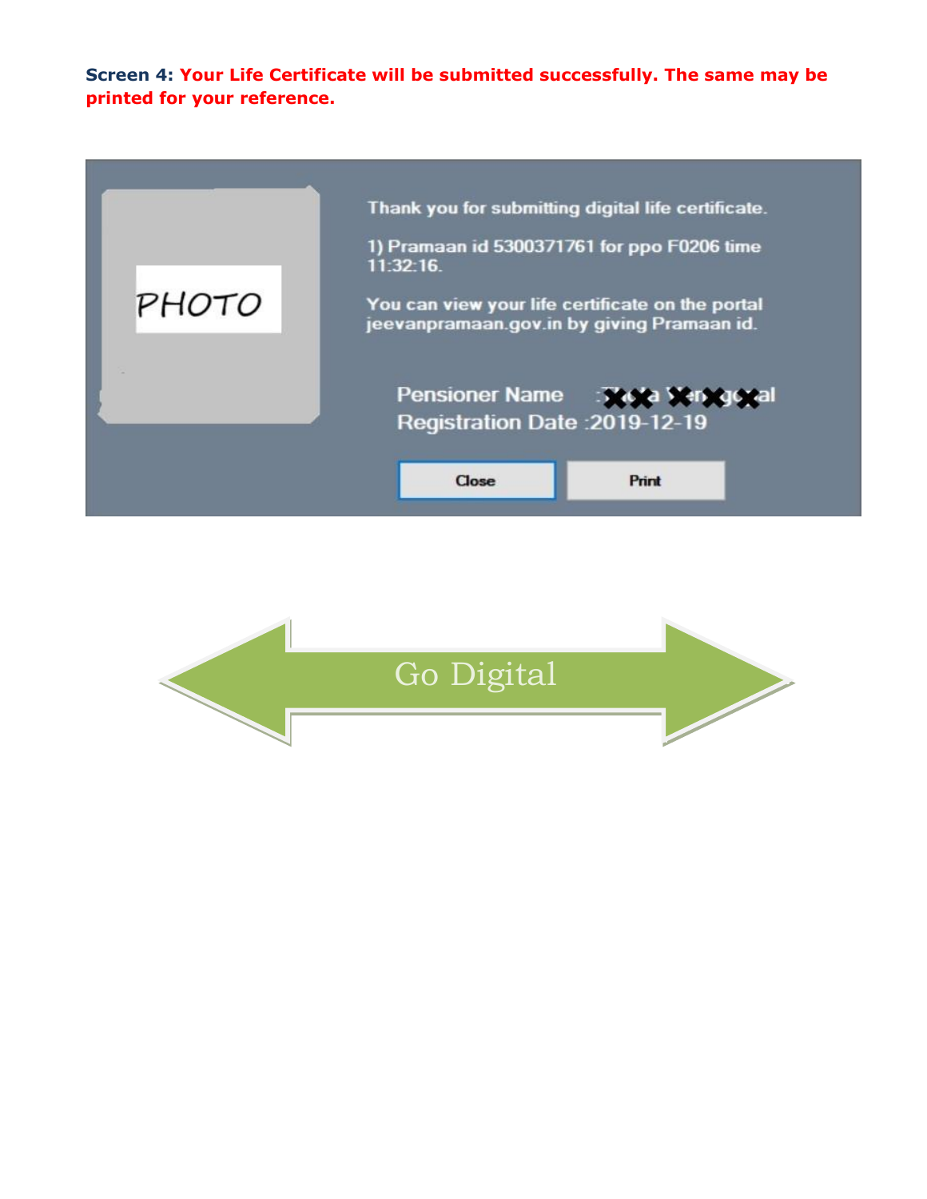**Screen 4: Your Life Certificate will be submitted successfully. The same may be printed for your reference.**

PHOTO

Thank you for submitting digital life certificate.

1) Pramaan id 5300371761 for ppo F0206 time 11:32:16.

You can view your life certificate on the portal jeevanpramaan.gov.in by giving Pramaan id.

Pensioner Name :

Registration Date :2019-12-19

Close Print

Go Digital